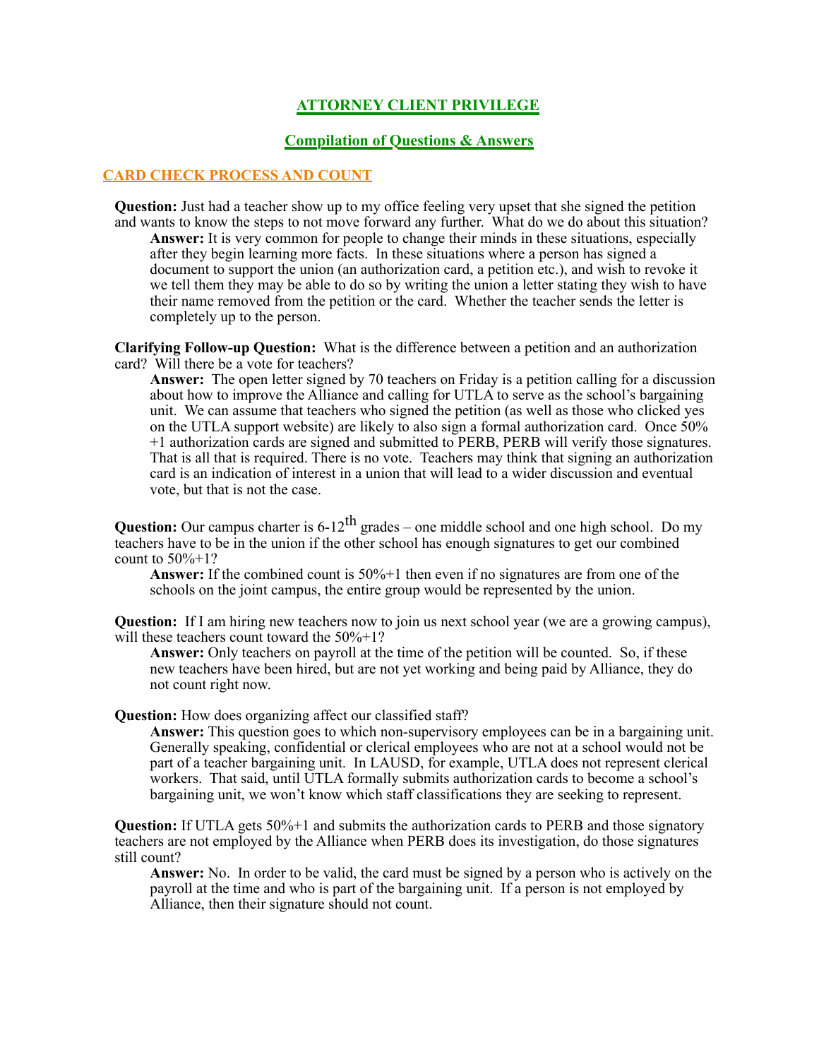## ATTORNEY CLIENT PRIVILEGE

## Compilation of Questions & Answers

### CARD CHECK PROCESS AND COUNT

**Question:** Just had a teacher show up to my office feeling very upset that she signed the petition and wants to know the steps to not move forward any further. What do we do about this situation?

**Answer:** It is very common for people to change their minds in these situations, especially after they begin learning more facts. In these situations where a person has signed a document to support the union (an authorization card, a petition etc.), and wish to revoke it we tell them they may be able to do so by writing the union a letter stating they wish to have their name removed from the petition or the card. Whether the teacher sends the letter is completely up to the person.

**Clarifying Follow-up Question:** What is the difference between a petition and an authorization card? Will there be a vote for teachers?

**Answer:** The open letter signed by 70 teachers on Friday is a petition calling for a discussion about how to improve the Alliance and calling for UTLA to serve as the school's bargaining unit. We can assume that teachers who signed the petition (as well as those who clicked yes on the UTLA support website) are likely to also sign a formal authorization card. Once 50% +1 authorization cards are signed and submitted to PERB, PERB will verify those signatures. That is all that is required. There is no vote. Teachers may think that signing an authorization card is an indication of interest in a union that will lead to a wider discussion and eventual vote, but that is not the case.

**Question:** Our campus charter is 6-12th grades – one middle school and one high school. Do my teachers have to be in the union if the other school has enough signatures to get our combined count to 50%+1?

**Answer:** If the combined count is 50%+1 then even if no signatures are from one of the schools on the joint campus, the entire group would be represented by the union.

**Question:** If I am hiring new teachers now to join us next school year (we are a growing campus), will these teachers count toward the 50%+1?

**Answer:** Only teachers on payroll at the time of the petition will be counted. So, if these new teachers have been hired, but are not yet working and being paid by Alliance, they do not count right now.

**Question:** How does organizing affect our classified staff?

**Answer:** This question goes to which non-supervisory employees can be in a bargaining unit. Generally speaking, confidential or clerical employees who are not at a school would not be part of a teacher bargaining unit. In LAUSD, for example, UTLA does not represent clerical workers. That said, until UTLA formally submits authorization cards to become a school's bargaining unit, we won't know which staff classifications they are seeking to represent.

**Question:** If UTLA gets 50%+1 and submits the authorization cards to PERB and those signatory teachers are not employed by the Alliance when PERB does its investigation, do those signatures still count?

**Answer:** No. In order to be valid, the card must be signed by a person who is actively on the payroll at the time and who is part of the bargaining unit. If a person is not employed by Alliance, then their signature should not count.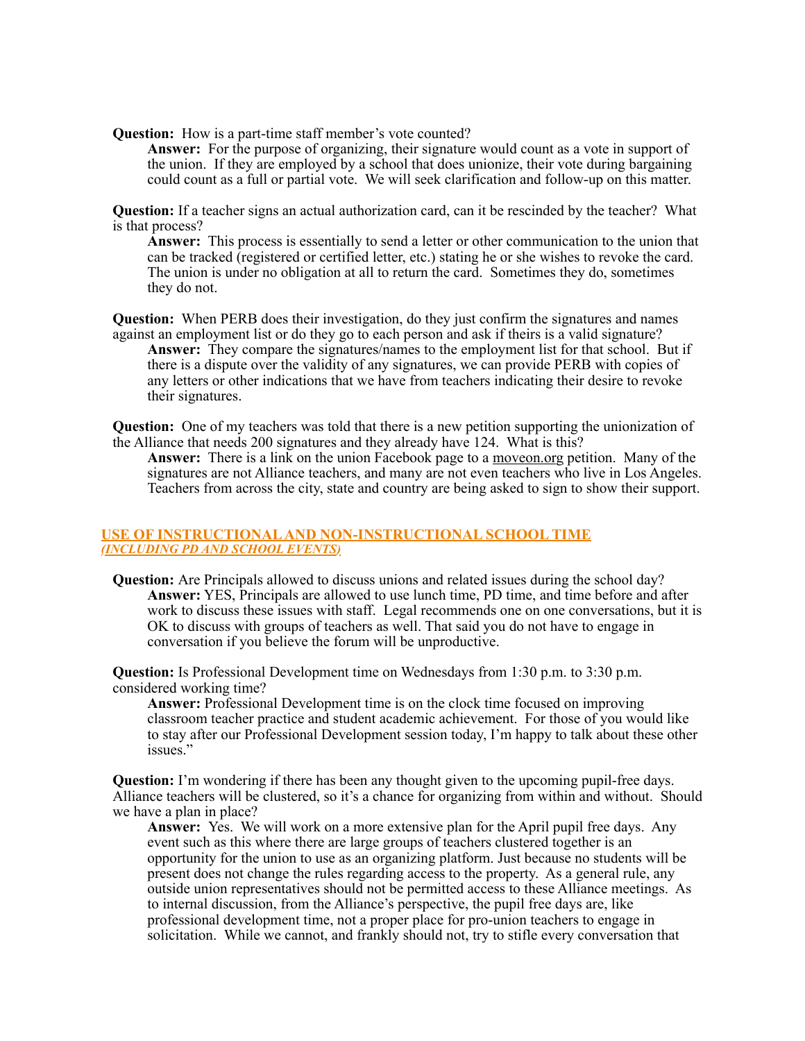**Question:** How is a part-time staff member's vote counted?

**Answer:** For the purpose of organizing, their signature would count as a vote in support of the union. If they are employed by a school that does unionize, their vote during bargaining could count as a full or partial vote. We will seek clarification and follow-up on this matter.

**Question:** If a teacher signs an actual authorization card, can it be rescinded by the teacher? What is that process?

**Answer:** This process is essentially to send a letter or other communication to the union that can be tracked (registered or certified letter, etc.) stating he or she wishes to revoke the card. The union is under no obligation at all to return the card. Sometimes they do, sometimes they do not.

**Question:** When PERB does their investigation, do they just confirm the signatures and names against an employment list or do they go to each person and ask if theirs is a valid signature?

**Answer:** They compare the signatures/names to the employment list for that school. But if there is a dispute over the validity of any signatures, we can provide PERB with copies of any letters or other indications that we have from teachers indicating their desire to revoke their signatures.

**Question:** One of my teachers was told that there is a new petition supporting the unionization of the Alliance that needs 200 signatures and they already have 124. What is this?

**Answer:** There is a link on the union Facebook page to a moveon.org petition. Many of the signatures are not Alliance teachers, and many are not even teachers who live in Los Angeles. Teachers from across the city, state and country are being asked to sign to show their support.

## USE OF INSTRUCTIONAL AND NON-INSTRUCTIONAL SCHOOL TIME
*(INCLUDING PD AND SCHOOL EVENTS)*

**Question:** Are Principals allowed to discuss unions and related issues during the school day?

**Answer:** YES, Principals are allowed to use lunch time, PD time, and time before and after work to discuss these issues with staff. Legal recommends one on one conversations, but it is OK to discuss with groups of teachers as well. That said you do not have to engage in conversation if you believe the forum will be unproductive.

**Question:** Is Professional Development time on Wednesdays from 1:30 p.m. to 3:30 p.m. considered working time?

**Answer:** Professional Development time is on the clock time focused on improving classroom teacher practice and student academic achievement. For those of you would like to stay after our Professional Development session today, I'm happy to talk about these other issues."

**Question:** I'm wondering if there has been any thought given to the upcoming pupil-free days. Alliance teachers will be clustered, so it's a chance for organizing from within and without. Should we have a plan in place?

**Answer:** Yes. We will work on a more extensive plan for the April pupil free days. Any event such as this where there are large groups of teachers clustered together is an opportunity for the union to use as an organizing platform. Just because no students will be present does not change the rules regarding access to the property. As a general rule, any outside union representatives should not be permitted access to these Alliance meetings. As to internal discussion, from the Alliance's perspective, the pupil free days are, like professional development time, not a proper place for pro-union teachers to engage in solicitation. While we cannot, and frankly should not, try to stifle every conversation that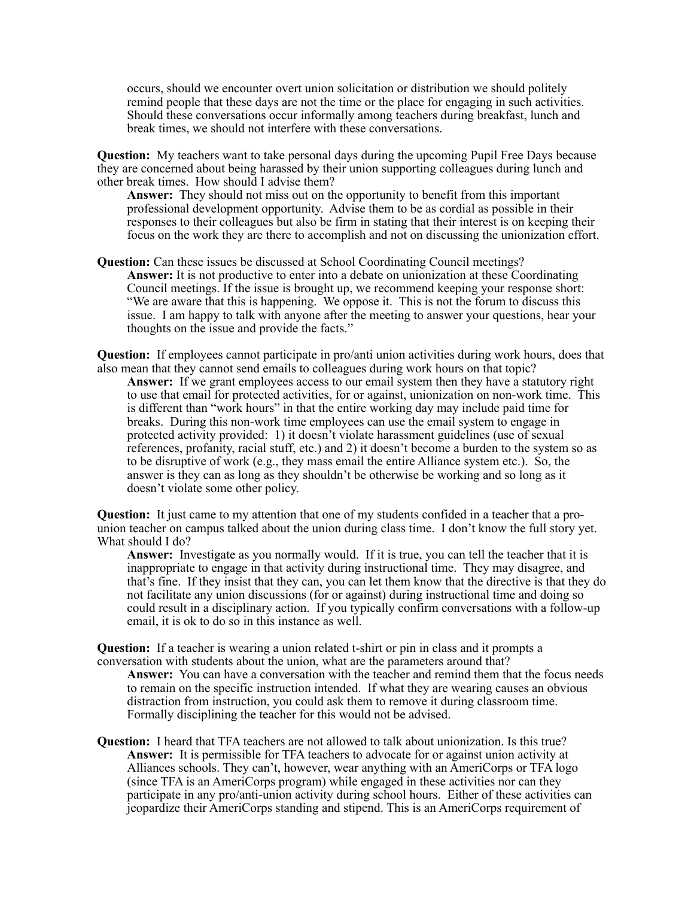occurs, should we encounter overt union solicitation or distribution we should politely remind people that these days are not the time or the place for engaging in such activities. Should these conversations occur informally among teachers during breakfast, lunch and break times, we should not interfere with these conversations.

**Question:** My teachers want to take personal days during the upcoming Pupil Free Days because they are concerned about being harassed by their union supporting colleagues during lunch and other break times. How should I advise them?

**Answer:** They should not miss out on the opportunity to benefit from this important professional development opportunity. Advise them to be as cordial as possible in their responses to their colleagues but also be firm in stating that their interest is on keeping their focus on the work they are there to accomplish and not on discussing the unionization effort.

**Question:** Can these issues be discussed at School Coordinating Council meetings?

**Answer:** It is not productive to enter into a debate on unionization at these Coordinating Council meetings. If the issue is brought up, we recommend keeping your response short: "We are aware that this is happening. We oppose it. This is not the forum to discuss this issue. I am happy to talk with anyone after the meeting to answer your questions, hear your thoughts on the issue and provide the facts."

**Question:** If employees cannot participate in pro/anti union activities during work hours, does that also mean that they cannot send emails to colleagues during work hours on that topic?

**Answer:** If we grant employees access to our email system then they have a statutory right to use that email for protected activities, for or against, unionization on non-work time. This is different than "work hours" in that the entire working day may include paid time for breaks. During this non-work time employees can use the email system to engage in protected activity provided: 1) it doesn't violate harassment guidelines (use of sexual references, profanity, racial stuff, etc.) and 2) it doesn't become a burden to the system so as to be disruptive of work (e.g., they mass email the entire Alliance system etc.). So, the answer is they can as long as they shouldn't be otherwise be working and so long as it doesn't violate some other policy.

**Question:** It just came to my attention that one of my students confided in a teacher that a pro-union teacher on campus talked about the union during class time. I don't know the full story yet. What should I do?

**Answer:** Investigate as you normally would. If it is true, you can tell the teacher that it is inappropriate to engage in that activity during instructional time. They may disagree, and that's fine. If they insist that they can, you can let them know that the directive is that they do not facilitate any union discussions (for or against) during instructional time and doing so could result in a disciplinary action. If you typically confirm conversations with a follow-up email, it is ok to do so in this instance as well.

**Question:** If a teacher is wearing a union related t-shirt or pin in class and it prompts a conversation with students about the union, what are the parameters around that?

**Answer:** You can have a conversation with the teacher and remind them that the focus needs to remain on the specific instruction intended. If what they are wearing causes an obvious distraction from instruction, you could ask them to remove it during classroom time. Formally disciplining the teacher for this would not be advised.

**Question:** I heard that TFA teachers are not allowed to talk about unionization. Is this true?

**Answer:** It is permissible for TFA teachers to advocate for or against union activity at Alliances schools. They can't, however, wear anything with an AmeriCorps or TFA logo (since TFA is an AmeriCorps program) while engaged in these activities nor can they participate in any pro/anti-union activity during school hours. Either of these activities can jeopardize their AmeriCorps standing and stipend. This is an AmeriCorps requirement of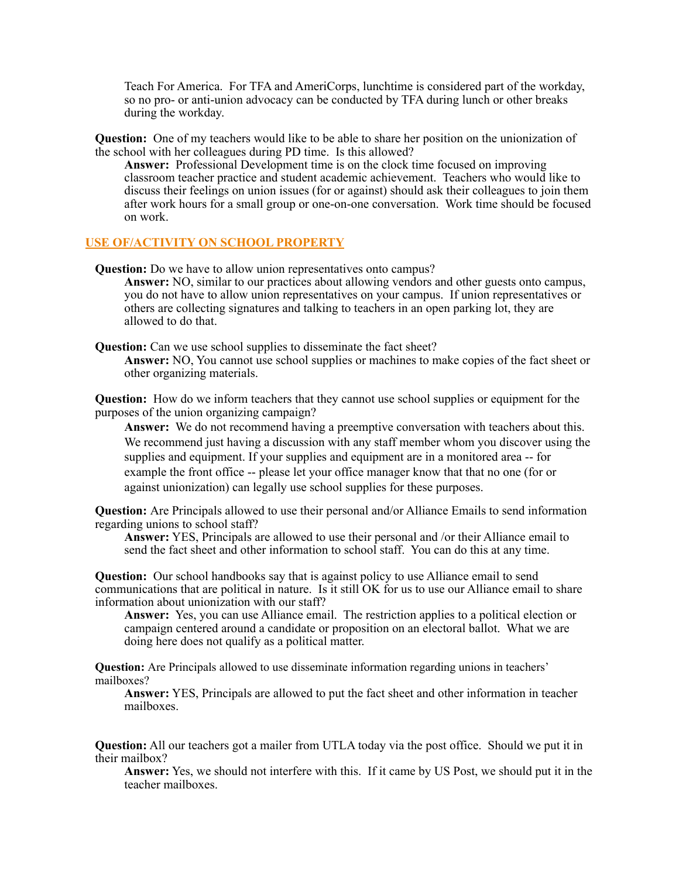Teach For America. For TFA and AmeriCorps, lunchtime is considered part of the workday, so no pro- or anti-union advocacy can be conducted by TFA during lunch or other breaks during the workday.

**Question:** One of my teachers would like to be able to share her position on the unionization of the school with her colleagues during PD time. Is this allowed?

**Answer:** Professional Development time is on the clock time focused on improving classroom teacher practice and student academic achievement. Teachers who would like to discuss their feelings on union issues (for or against) should ask their colleagues to join them after work hours for a small group or one-on-one conversation. Work time should be focused on work.

## USE OF/ACTIVITY ON SCHOOL PROPERTY

**Question:** Do we have to allow union representatives onto campus?

**Answer:** NO, similar to our practices about allowing vendors and other guests onto campus, you do not have to allow union representatives on your campus. If union representatives or others are collecting signatures and talking to teachers in an open parking lot, they are allowed to do that.

**Question:** Can we use school supplies to disseminate the fact sheet?

**Answer:** NO, You cannot use school supplies or machines to make copies of the fact sheet or other organizing materials.

**Question:** How do we inform teachers that they cannot use school supplies or equipment for the purposes of the union organizing campaign?

**Answer:** We do not recommend having a preemptive conversation with teachers about this. We recommend just having a discussion with any staff member whom you discover using the supplies and equipment. If your supplies and equipment are in a monitored area -- for example the front office -- please let your office manager know that that no one (for or against unionization) can legally use school supplies for these purposes.

**Question:** Are Principals allowed to use their personal and/or Alliance Emails to send information regarding unions to school staff?

**Answer:** YES, Principals are allowed to use their personal and /or their Alliance email to send the fact sheet and other information to school staff. You can do this at any time.

**Question:** Our school handbooks say that is against policy to use Alliance email to send communications that are political in nature. Is it still OK for us to use our Alliance email to share information about unionization with our staff?

**Answer:** Yes, you can use Alliance email. The restriction applies to a political election or campaign centered around a candidate or proposition on an electoral ballot. What we are doing here does not qualify as a political matter.

**Question:** Are Principals allowed to use disseminate information regarding unions in teachers' mailboxes?

**Answer:** YES, Principals are allowed to put the fact sheet and other information in teacher mailboxes.

**Question:** All our teachers got a mailer from UTLA today via the post office. Should we put it in their mailbox?

**Answer:** Yes, we should not interfere with this. If it came by US Post, we should put it in the teacher mailboxes.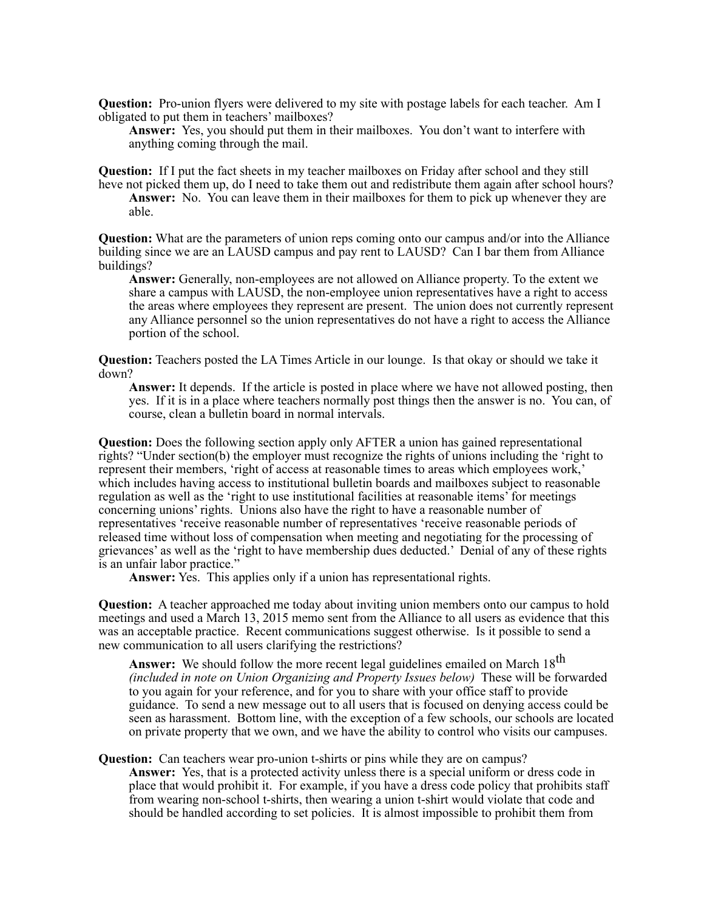**Question:** Pro-union flyers were delivered to my site with postage labels for each teacher. Am I obligated to put them in teachers' mailboxes?

> **Answer:** Yes, you should put them in their mailboxes. You don't want to interfere with anything coming through the mail.

**Question:** If I put the fact sheets in my teacher mailboxes on Friday after school and they still heve not picked them up, do I need to take them out and redistribute them again after school hours?

> **Answer:** No. You can leave them in their mailboxes for them to pick up whenever they are able.

**Question:** What are the parameters of union reps coming onto our campus and/or into the Alliance building since we are an LAUSD campus and pay rent to LAUSD? Can I bar them from Alliance buildings?

> **Answer:** Generally, non-employees are not allowed on Alliance property. To the extent we share a campus with LAUSD, the non-employee union representatives have a right to access the areas where employees they represent are present. The union does not currently represent any Alliance personnel so the union representatives do not have a right to access the Alliance portion of the school.

**Question:** Teachers posted the LA Times Article in our lounge. Is that okay or should we take it down?

> **Answer:** It depends. If the article is posted in place where we have not allowed posting, then yes. If it is in a place where teachers normally post things then the answer is no. You can, of course, clean a bulletin board in normal intervals.

**Question:** Does the following section apply only AFTER a union has gained representational rights? "Under section(b) the employer must recognize the rights of unions including the 'right to represent their members, 'right of access at reasonable times to areas which employees work,' which includes having access to institutional bulletin boards and mailboxes subject to reasonable regulation as well as the 'right to use institutional facilities at reasonable items' for meetings concerning unions' rights. Unions also have the right to have a reasonable number of representatives 'receive reasonable number of representatives 'receive reasonable periods of released time without loss of compensation when meeting and negotiating for the processing of grievances' as well as the 'right to have membership dues deducted.' Denial of any of these rights is an unfair labor practice."

> **Answer:** Yes. This applies only if a union has representational rights.

**Question:** A teacher approached me today about inviting union members onto our campus to hold meetings and used a March 13, 2015 memo sent from the Alliance to all users as evidence that this was an acceptable practice. Recent communications suggest otherwise. Is it possible to send a new communication to all users clarifying the restrictions?

> **Answer:** We should follow the more recent legal guidelines emailed on March 18th *(included in note on Union Organizing and Property Issues below)* These will be forwarded to you again for your reference, and for you to share with your office staff to provide guidance. To send a new message out to all users that is focused on denying access could be seen as harassment. Bottom line, with the exception of a few schools, our schools are located on private property that we own, and we have the ability to control who visits our campuses.

**Question:** Can teachers wear pro-union t-shirts or pins while they are on campus?

> **Answer:** Yes, that is a protected activity unless there is a special uniform or dress code in place that would prohibit it. For example, if you have a dress code policy that prohibits staff from wearing non-school t-shirts, then wearing a union t-shirt would violate that code and should be handled according to set policies. It is almost impossible to prohibit them from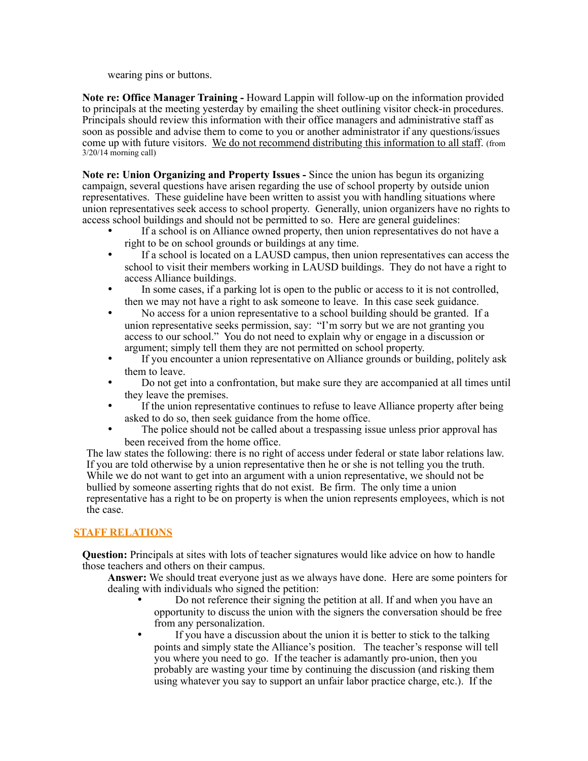wearing pins or buttons.

**Note re: Office Manager Training -** Howard Lappin will follow-up on the information provided to principals at the meeting yesterday by emailing the sheet outlining visitor check-in procedures. Principals should review this information with their office managers and administrative staff as soon as possible and advise them to come to you or another administrator if any questions/issues come up with future visitors. <u>We do not recommend distributing this information to all staff</u>. (from 3/20/14 morning call)

**Note re: Union Organizing and Property Issues -** Since the union has begun its organizing campaign, several questions have arisen regarding the use of school property by outside union representatives. These guideline have been written to assist you with handling situations where union representatives seek access to school property. Generally, union organizers have no rights to access school buildings and should not be permitted to so. Here are general guidelines:

- If a school is on Alliance owned property, then union representatives do not have a right to be on school grounds or buildings at any time.
- If a school is located on a LAUSD campus, then union representatives can access the school to visit their members working in LAUSD buildings. They do not have a right to access Alliance buildings.
- In some cases, if a parking lot is open to the public or access to it is not controlled, then we may not have a right to ask someone to leave. In this case seek guidance.
- No access for a union representative to a school building should be granted. If a union representative seeks permission, say: "I'm sorry but we are not granting you access to our school." You do not need to explain why or engage in a discussion or argument; simply tell them they are not permitted on school property.
- If you encounter a union representative on Alliance grounds or building, politely ask them to leave.
- Do not get into a confrontation, but make sure they are accompanied at all times until they leave the premises.
- If the union representative continues to refuse to leave Alliance property after being asked to do so, then seek guidance from the home office.
- The police should not be called about a trespassing issue unless prior approval has been received from the home office.

The law states the following: there is no right of access under federal or state labor relations law. If you are told otherwise by a union representative then he or she is not telling you the truth. While we do not want to get into an argument with a union representative, we should not be bullied by someone asserting rights that do not exist. Be firm. The only time a union representative has a right to be on property is when the union represents employees, which is not the case.

## STAFF RELATIONS

**Question:** Principals at sites with lots of teacher signatures would like advice on how to handle those teachers and others on their campus.

**Answer:** We should treat everyone just as we always have done. Here are some pointers for dealing with individuals who signed the petition:

- Do not reference their signing the petition at all. If and when you have an opportunity to discuss the union with the signers the conversation should be free from any personalization.
- If you have a discussion about the union it is better to stick to the talking points and simply state the Alliance's position. The teacher's response will tell you where you need to go. If the teacher is adamantly pro-union, then you probably are wasting your time by continuing the discussion (and risking them using whatever you say to support an unfair labor practice charge, etc.). If the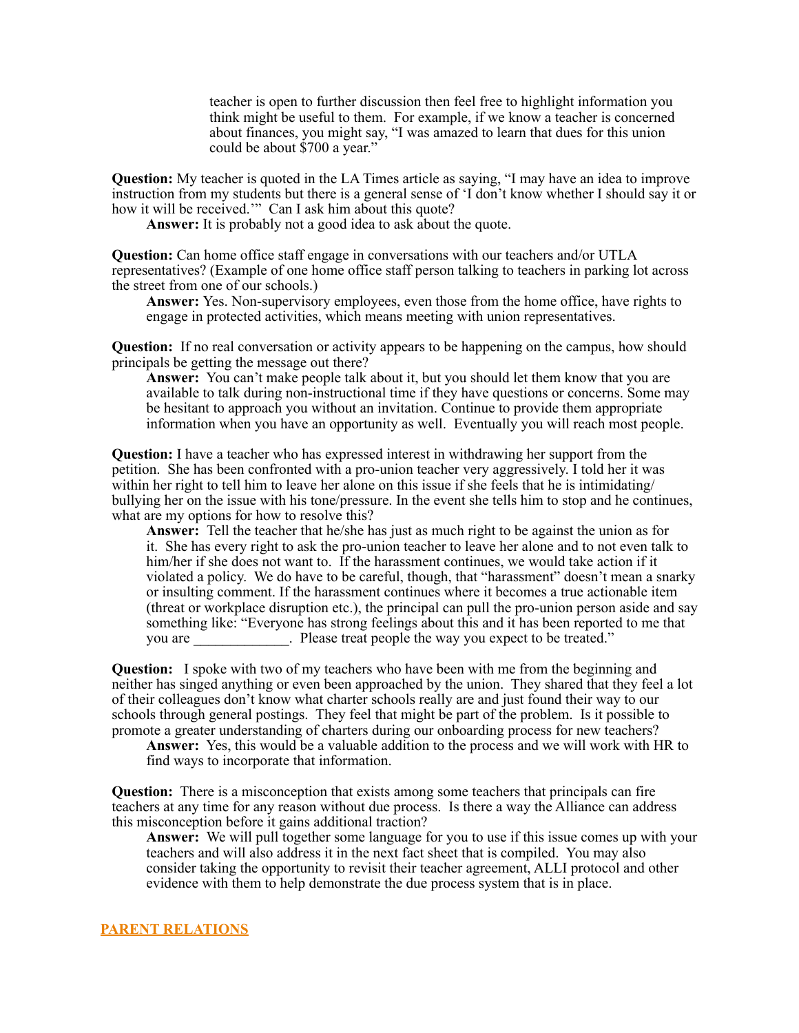teacher is open to further discussion then feel free to highlight information you think might be useful to them. For example, if we know a teacher is concerned about finances, you might say, "I was amazed to learn that dues for this union could be about $700 a year."

**Question:** My teacher is quoted in the LA Times article as saying, "I may have an idea to improve instruction from my students but there is a general sense of 'I don't know whether I should say it or how it will be received.'" Can I ask him about this quote?

**Answer:** It is probably not a good idea to ask about the quote.

**Question:** Can home office staff engage in conversations with our teachers and/or UTLA representatives? (Example of one home office staff person talking to teachers in parking lot across the street from one of our schools.)

**Answer:** Yes. Non-supervisory employees, even those from the home office, have rights to engage in protected activities, which means meeting with union representatives.

**Question:** If no real conversation or activity appears to be happening on the campus, how should principals be getting the message out there?

**Answer:** You can't make people talk about it, but you should let them know that you are available to talk during non-instructional time if they have questions or concerns. Some may be hesitant to approach you without an invitation. Continue to provide them appropriate information when you have an opportunity as well. Eventually you will reach most people.

**Question:** I have a teacher who has expressed interest in withdrawing her support from the petition. She has been confronted with a pro-union teacher very aggressively. I told her it was within her right to tell him to leave her alone on this issue if she feels that he is intimidating/bullying her on the issue with his tone/pressure. In the event she tells him to stop and he continues, what are my options for how to resolve this?

**Answer:** Tell the teacher that he/she has just as much right to be against the union as for it. She has every right to ask the pro-union teacher to leave her alone and to not even talk to him/her if she does not want to. If the harassment continues, we would take action if it violated a policy. We do have to be careful, though, that "harassment" doesn't mean a snarky or insulting comment. If the harassment continues where it becomes a true actionable item (threat or workplace disruption etc.), the principal can pull the pro-union person aside and say something like: "Everyone has strong feelings about this and it has been reported to me that you are _____________. Please treat people the way you expect to be treated."

**Question:** I spoke with two of my teachers who have been with me from the beginning and neither has singed anything or even been approached by the union. They shared that they feel a lot of their colleagues don't know what charter schools really are and just found their way to our schools through general postings. They feel that might be part of the problem. Is it possible to promote a greater understanding of charters during our onboarding process for new teachers?

**Answer:** Yes, this would be a valuable addition to the process and we will work with HR to find ways to incorporate that information.

**Question:** There is a misconception that exists among some teachers that principals can fire teachers at any time for any reason without due process. Is there a way the Alliance can address this misconception before it gains additional traction?

**Answer:** We will pull together some language for you to use if this issue comes up with your teachers and will also address it in the next fact sheet that is compiled. You may also consider taking the opportunity to revisit their teacher agreement, ALLI protocol and other evidence with them to help demonstrate the due process system that is in place.

## PARENT RELATIONS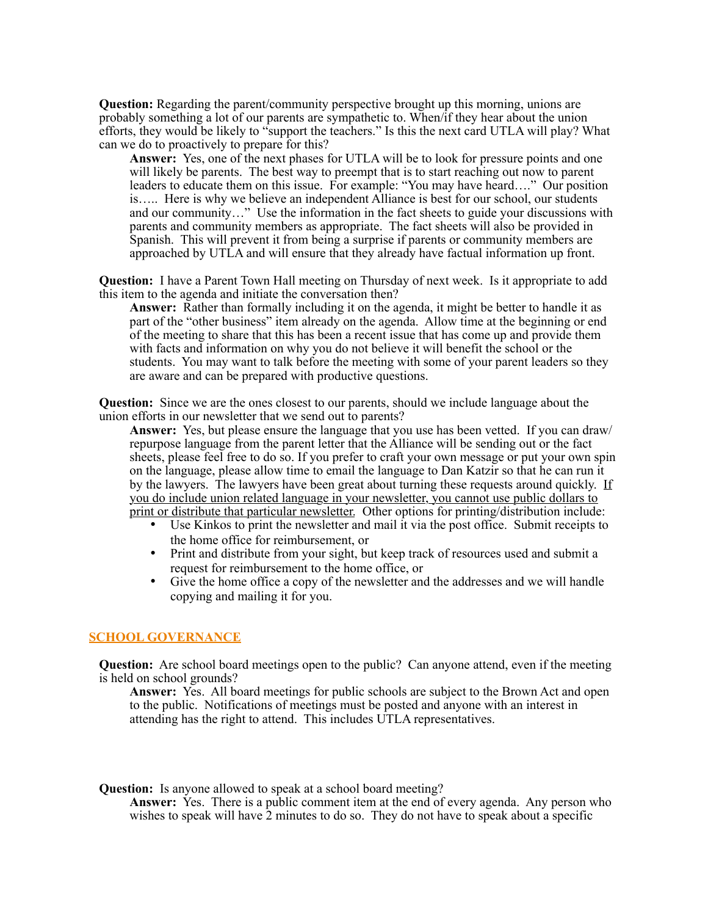**Question:** Regarding the parent/community perspective brought up this morning, unions are probably something a lot of our parents are sympathetic to. When/if they hear about the union efforts, they would be likely to "support the teachers." Is this the next card UTLA will play? What can we do to proactively to prepare for this?

> **Answer:** Yes, one of the next phases for UTLA will be to look for pressure points and one will likely be parents. The best way to preempt that is to start reaching out now to parent leaders to educate them on this issue. For example: "You may have heard…." Our position is….. Here is why we believe an independent Alliance is best for our school, our students and our community…" Use the information in the fact sheets to guide your discussions with parents and community members as appropriate. The fact sheets will also be provided in Spanish. This will prevent it from being a surprise if parents or community members are approached by UTLA and will ensure that they already have factual information up front.

**Question:** I have a Parent Town Hall meeting on Thursday of next week. Is it appropriate to add this item to the agenda and initiate the conversation then?

> **Answer:** Rather than formally including it on the agenda, it might be better to handle it as part of the "other business" item already on the agenda. Allow time at the beginning or end of the meeting to share that this has been a recent issue that has come up and provide them with facts and information on why you do not believe it will benefit the school or the students. You may want to talk before the meeting with some of your parent leaders so they are aware and can be prepared with productive questions.

**Question:** Since we are the ones closest to our parents, should we include language about the union efforts in our newsletter that we send out to parents?

> **Answer:** Yes, but please ensure the language that you use has been vetted. If you can draw/repurpose language from the parent letter that the Alliance will be sending out or the fact sheets, please feel free to do so. If you prefer to craft your own message or put your own spin on the language, please allow time to email the language to Dan Katzir so that he can run it by the lawyers. The lawyers have been great about turning these requests around quickly. <u>If you do include union related language in your newsletter, you cannot use public dollars to print or distribute that particular newsletter.</u> Other options for printing/distribution include:
>
> - Use Kinkos to print the newsletter and mail it via the post office. Submit receipts to the home office for reimbursement, or
> - Print and distribute from your sight, but keep track of resources used and submit a request for reimbursement to the home office, or
> - Give the home office a copy of the newsletter and the addresses and we will handle copying and mailing it for you.

## SCHOOL GOVERNANCE

**Question:** Are school board meetings open to the public? Can anyone attend, even if the meeting is held on school grounds?

> **Answer:** Yes. All board meetings for public schools are subject to the Brown Act and open to the public. Notifications of meetings must be posted and anyone with an interest in attending has the right to attend. This includes UTLA representatives.

**Question:** Is anyone allowed to speak at a school board meeting?

> **Answer:** Yes. There is a public comment item at the end of every agenda. Any person who wishes to speak will have 2 minutes to do so. They do not have to speak about a specific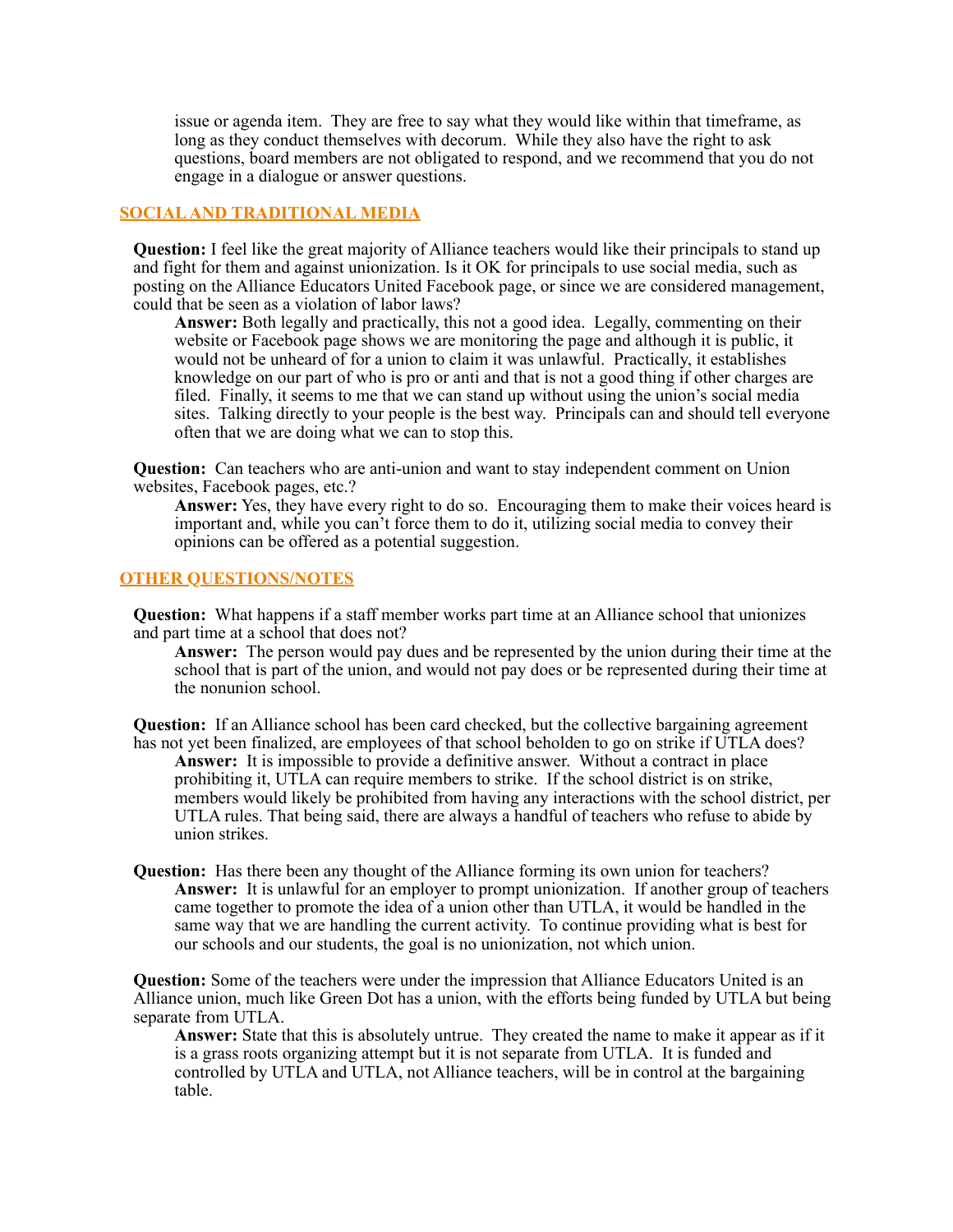issue or agenda item. They are free to say what they would like within that timeframe, as long as they conduct themselves with decorum. While they also have the right to ask questions, board members are not obligated to respond, and we recommend that you do not engage in a dialogue or answer questions.

## SOCIAL AND TRADITIONAL MEDIA

**Question:** I feel like the great majority of Alliance teachers would like their principals to stand up and fight for them and against unionization. Is it OK for principals to use social media, such as posting on the Alliance Educators United Facebook page, or since we are considered management, could that be seen as a violation of labor laws?

**Answer:** Both legally and practically, this not a good idea. Legally, commenting on their website or Facebook page shows we are monitoring the page and although it is public, it would not be unheard of for a union to claim it was unlawful. Practically, it establishes knowledge on our part of who is pro or anti and that is not a good thing if other charges are filed. Finally, it seems to me that we can stand up without using the union's social media sites. Talking directly to your people is the best way. Principals can and should tell everyone often that we are doing what we can to stop this.

**Question:** Can teachers who are anti-union and want to stay independent comment on Union websites, Facebook pages, etc.?

**Answer:** Yes, they have every right to do so. Encouraging them to make their voices heard is important and, while you can't force them to do it, utilizing social media to convey their opinions can be offered as a potential suggestion.

## OTHER QUESTIONS/NOTES

**Question:** What happens if a staff member works part time at an Alliance school that unionizes and part time at a school that does not?

**Answer:** The person would pay dues and be represented by the union during their time at the school that is part of the union, and would not pay does or be represented during their time at the nonunion school.

**Question:** If an Alliance school has been card checked, but the collective bargaining agreement has not yet been finalized, are employees of that school beholden to go on strike if UTLA does?

**Answer:** It is impossible to provide a definitive answer. Without a contract in place prohibiting it, UTLA can require members to strike. If the school district is on strike, members would likely be prohibited from having any interactions with the school district, per UTLA rules. That being said, there are always a handful of teachers who refuse to abide by union strikes.

**Question:** Has there been any thought of the Alliance forming its own union for teachers?

**Answer:** It is unlawful for an employer to prompt unionization. If another group of teachers came together to promote the idea of a union other than UTLA, it would be handled in the same way that we are handling the current activity. To continue providing what is best for our schools and our students, the goal is no unionization, not which union.

**Question:** Some of the teachers were under the impression that Alliance Educators United is an Alliance union, much like Green Dot has a union, with the efforts being funded by UTLA but being separate from UTLA.

**Answer:** State that this is absolutely untrue. They created the name to make it appear as if it is a grass roots organizing attempt but it is not separate from UTLA. It is funded and controlled by UTLA and UTLA, not Alliance teachers, will be in control at the bargaining table.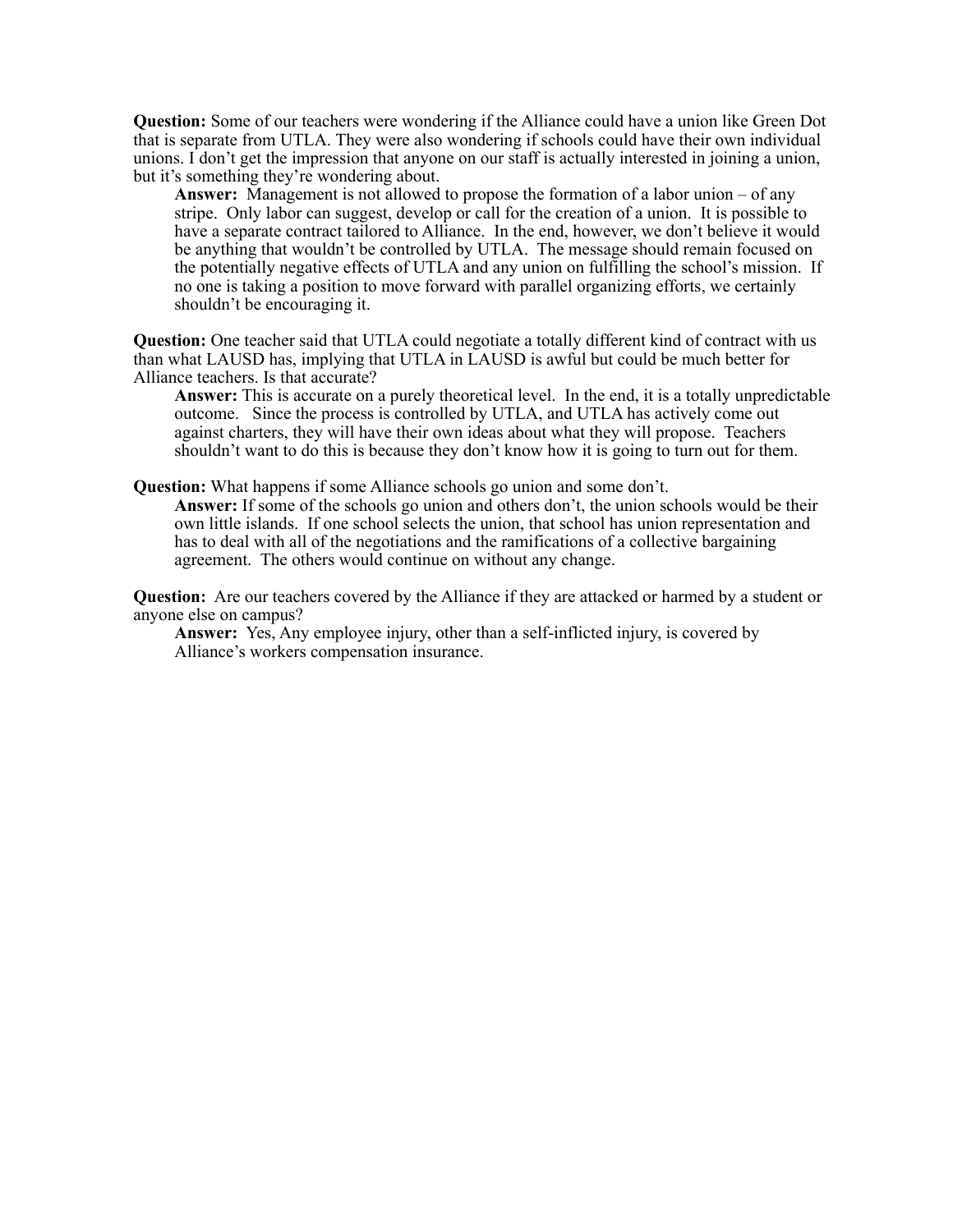**Question:** Some of our teachers were wondering if the Alliance could have a union like Green Dot that is separate from UTLA. They were also wondering if schools could have their own individual unions. I don't get the impression that anyone on our staff is actually interested in joining a union, but it's something they're wondering about.

> **Answer:** Management is not allowed to propose the formation of a labor union – of any stripe. Only labor can suggest, develop or call for the creation of a union. It is possible to have a separate contract tailored to Alliance. In the end, however, we don't believe it would be anything that wouldn't be controlled by UTLA. The message should remain focused on the potentially negative effects of UTLA and any union on fulfilling the school's mission. If no one is taking a position to move forward with parallel organizing efforts, we certainly shouldn't be encouraging it.

**Question:** One teacher said that UTLA could negotiate a totally different kind of contract with us than what LAUSD has, implying that UTLA in LAUSD is awful but could be much better for Alliance teachers. Is that accurate?

> **Answer:** This is accurate on a purely theoretical level. In the end, it is a totally unpredictable outcome. Since the process is controlled by UTLA, and UTLA has actively come out against charters, they will have their own ideas about what they will propose. Teachers shouldn't want to do this is because they don't know how it is going to turn out for them.

**Question:** What happens if some Alliance schools go union and some don't.

> **Answer:** If some of the schools go union and others don't, the union schools would be their own little islands. If one school selects the union, that school has union representation and has to deal with all of the negotiations and the ramifications of a collective bargaining agreement. The others would continue on without any change.

**Question:** Are our teachers covered by the Alliance if they are attacked or harmed by a student or anyone else on campus?

> **Answer:** Yes, Any employee injury, other than a self-inflicted injury, is covered by Alliance's workers compensation insurance.